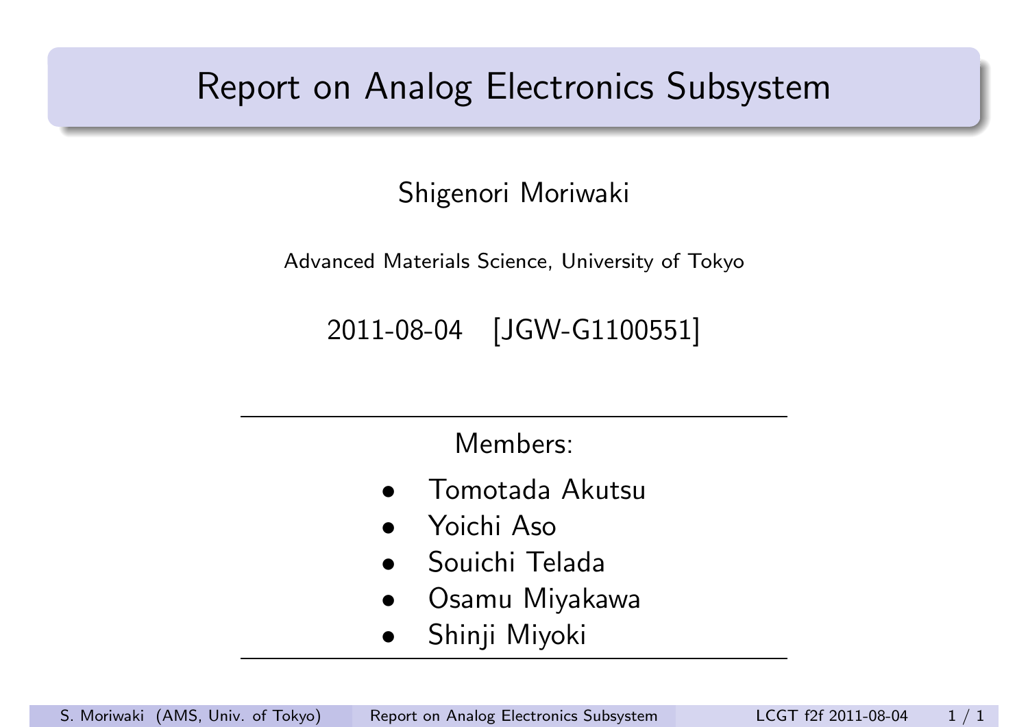# Report on Analog Electronics Subsystem

Shigenori Moriwaki

Advanced Materials Science, University of Tokyo

2011-08-04 [JGW-G1100551]

---

Members:

- Tomotada Akutsu
- Yoichi Aso
- Souichi Telada
- Osamu Miyakawa
- Shinji Miyoki

---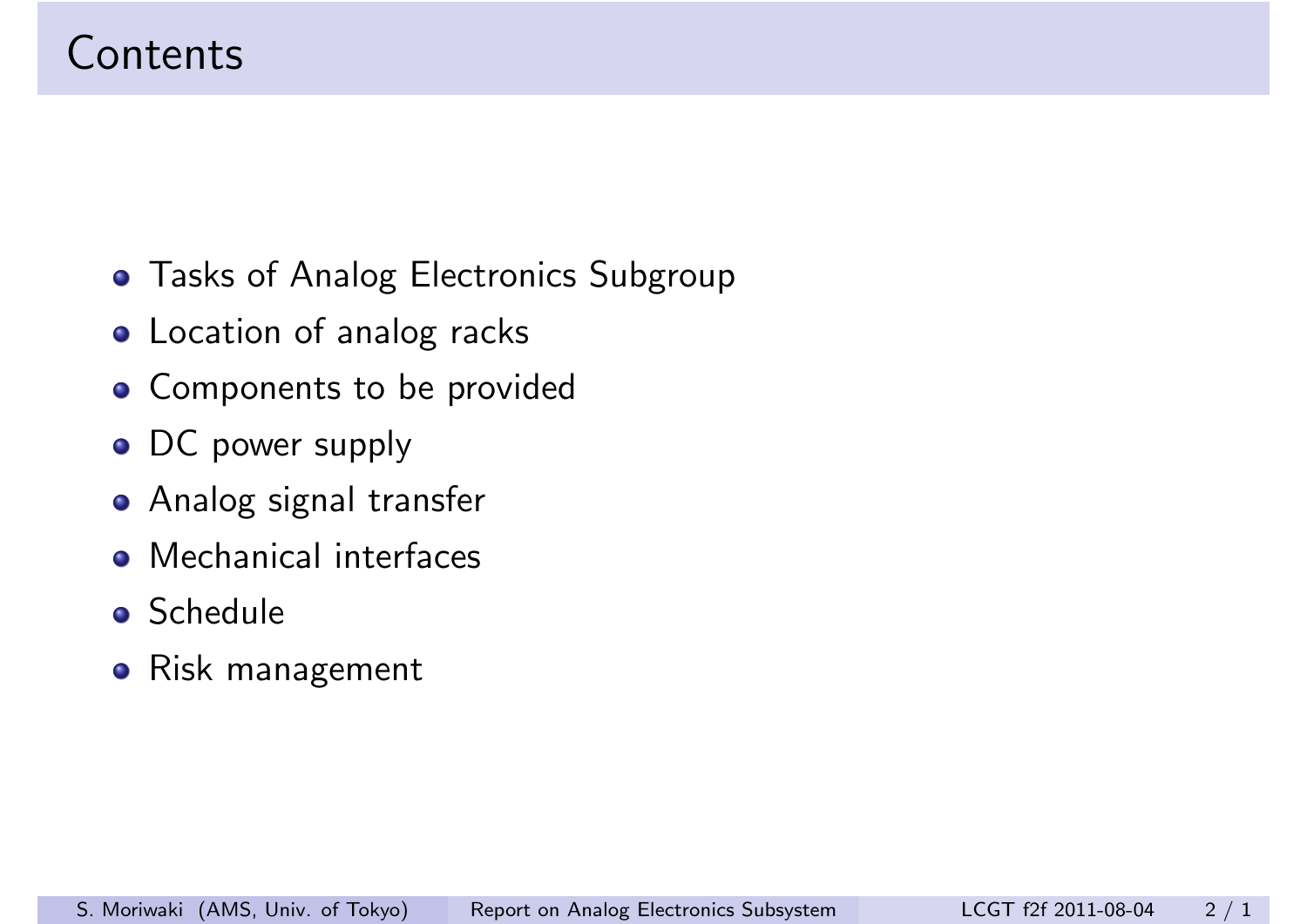# Contents

- Tasks of Analog Electronics Subgroup
- Location of analog racks
- Components to be provided
- DC power supply
- Analog signal transfer
- Mechanical interfaces
- Schedule
- Risk management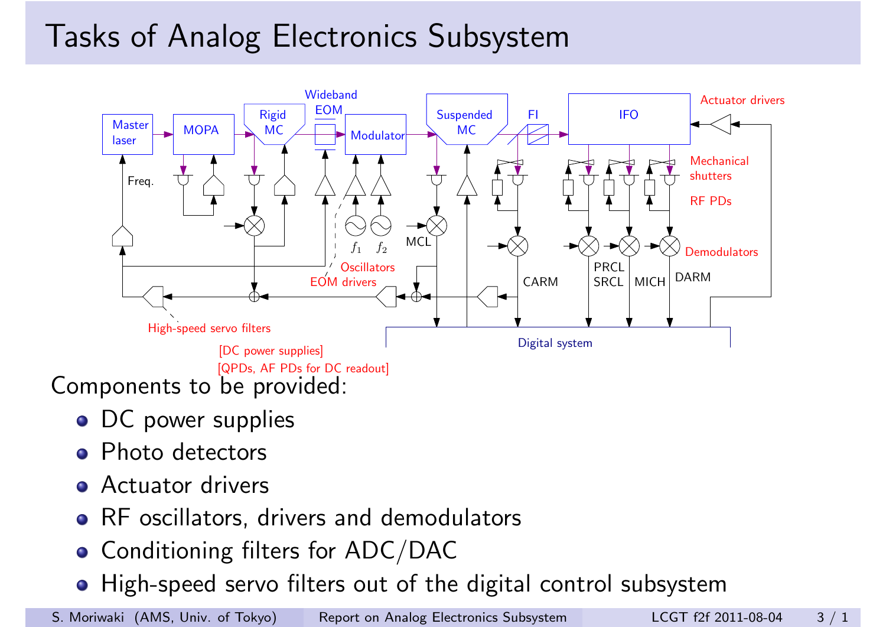# Tasks of Analog Electronics Subsystem

Master laser

MOPA

Rigid MC

Wideband EOM

Modulator

Suspended MC

FI

IFO

Actuator drivers

Mechanical shutters

RF PDs

Freq.

$f_1$ $f_2$

MCL

Oscillators

EOM drivers

CARM

PRCL SRCL

MICH

DARM

Demodulators

High-speed servo filters

Digital system

[DC power supplies]

[QPDs, AF PDs for DC readout]

Components to be provided:

- DC power supplies
- Photo detectors
- Actuator drivers
- RF oscillators, drivers and demodulators
- Conditioning filters for ADC/DAC
- High-speed servo filters out of the digital control subsystem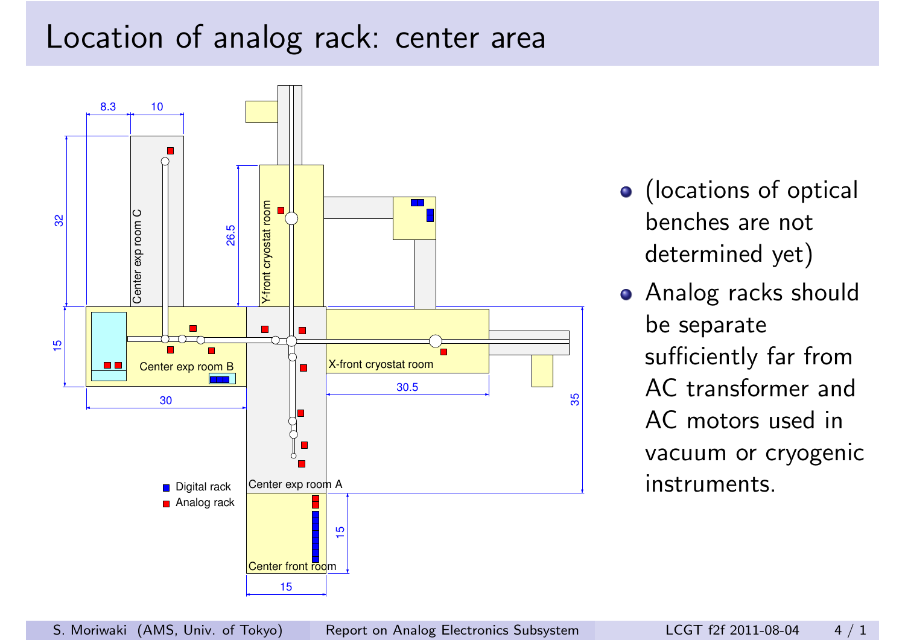# Location of analog rack: center area

8.3
10
32
26.5
15
30
30.5
35
15
15

Center exp room C
Y-front cryostat room
Center exp room B
X-front cryostat room
Center exp room A
Center front room

Digital rack
Analog rack

- (locations of optical benches are not determined yet)
- Analog racks should be separate sufficiently far from AC transformer and AC motors used in vacuum or cryogenic instruments.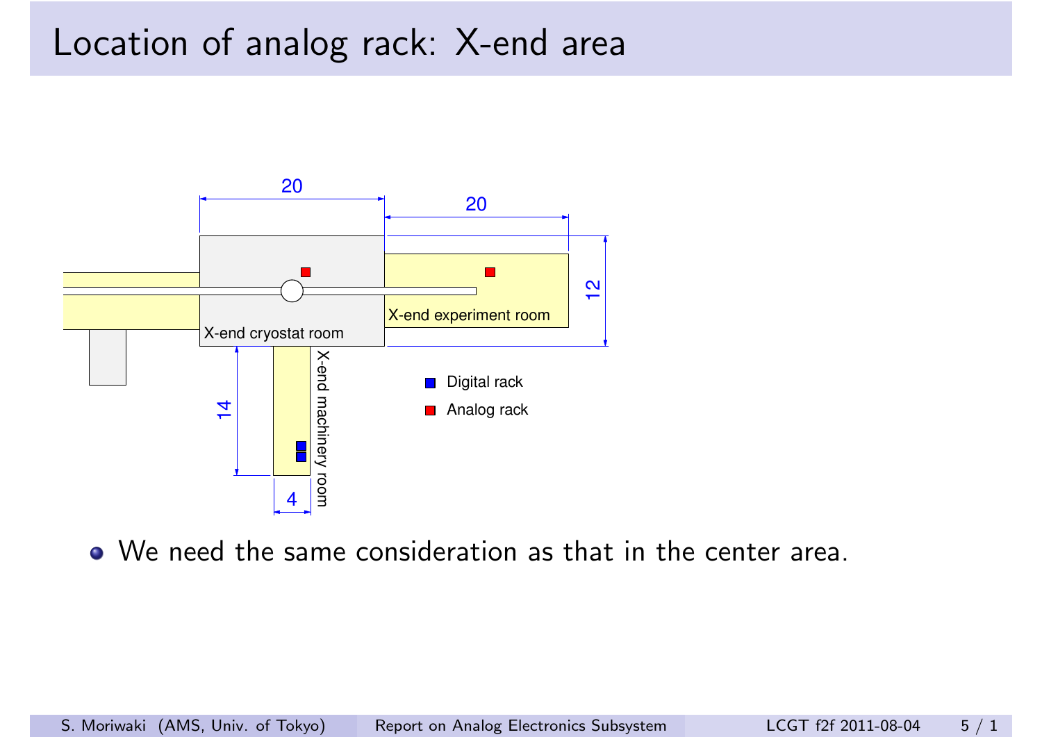# Location of analog rack: X-end area

20

20

12

X-end experiment room

X-end cryostat room

X-end machinery room

14

4

Digital rack

Analog rack

- We need the same consideration as that in the center area.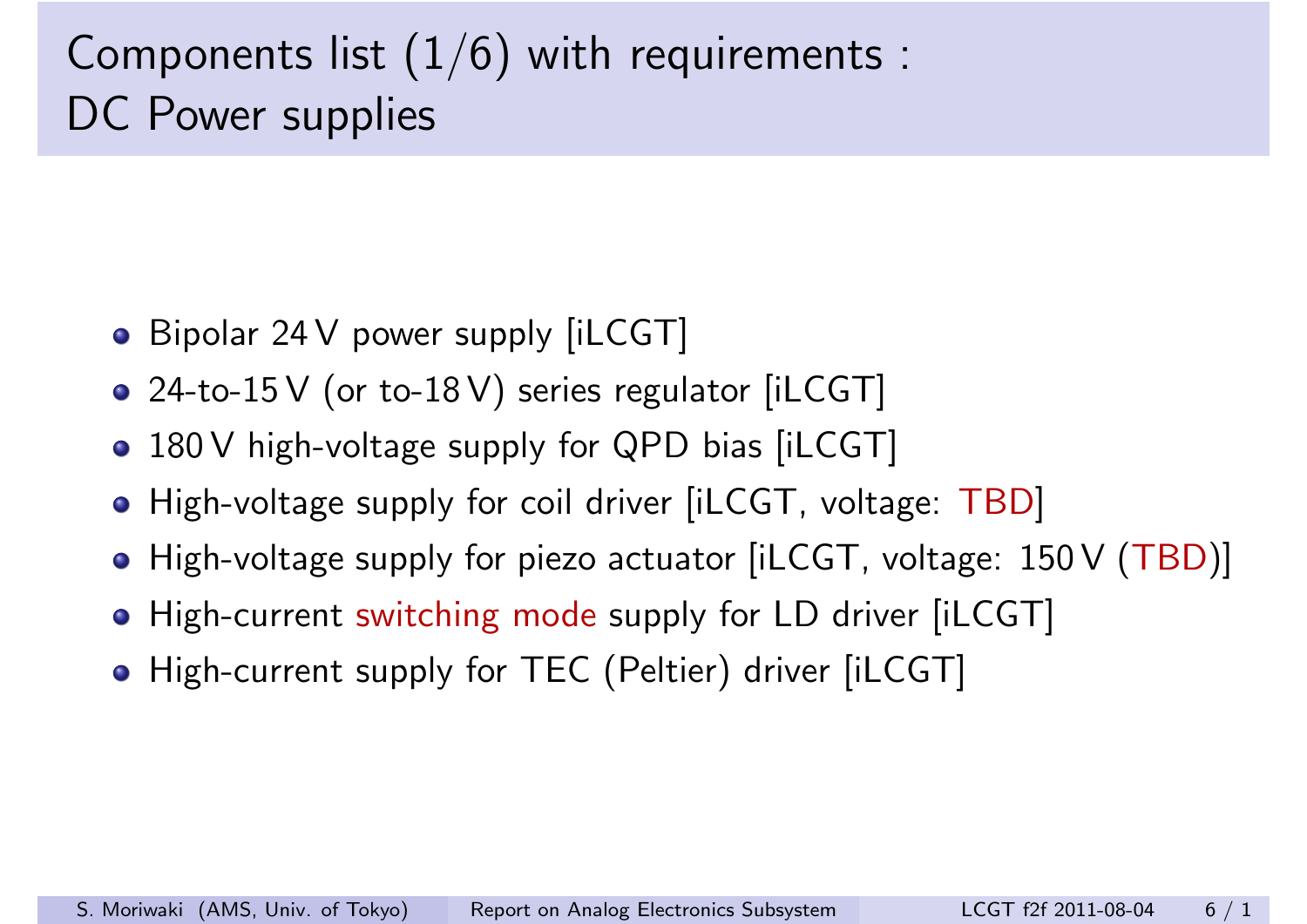# Components list (1/6) with requirements : DC Power supplies

- Bipolar 24 V power supply [iLCGT]
- 24-to-15 V (or to-18 V) series regulator [iLCGT]
- 180 V high-voltage supply for QPD bias [iLCGT]
- High-voltage supply for coil driver [iLCGT, voltage: TBD]
- High-voltage supply for piezo actuator [iLCGT, voltage: 150 V (TBD)]
- High-current switching mode supply for LD driver [iLCGT]
- High-current supply for TEC (Peltier) driver [iLCGT]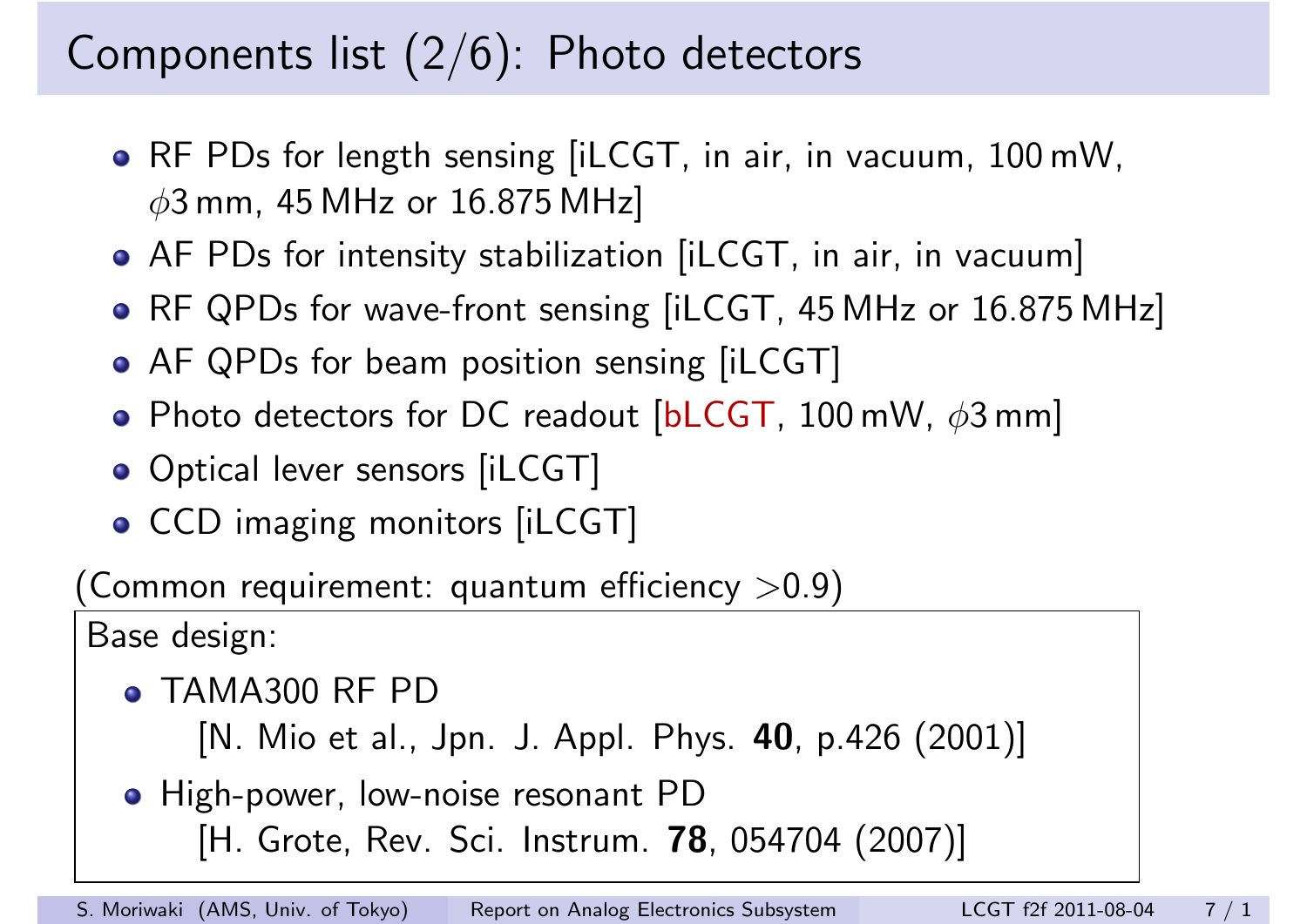# Components list (2/6): Photo detectors

- RF PDs for length sensing [iLCGT, in air, in vacuum, 100 mW, $\phi$3 mm, 45 MHz or 16.875 MHz]
- AF PDs for intensity stabilization [iLCGT, in air, in vacuum]
- RF QPDs for wave-front sensing [iLCGT, 45 MHz or 16.875 MHz]
- AF QPDs for beam position sensing [iLCGT]
- Photo detectors for DC readout [bLCGT, 100 mW, $\phi$3 mm]
- Optical lever sensors [iLCGT]
- CCD imaging monitors [iLCGT]

(Common requirement: quantum efficiency >0.9)

Base design:

- TAMA300 RF PD
  [N. Mio et al., Jpn. J. Appl. Phys. **40**, p.426 (2001)]
- High-power, low-noise resonant PD
  [H. Grote, Rev. Sci. Instrum. **78**, 054704 (2007)]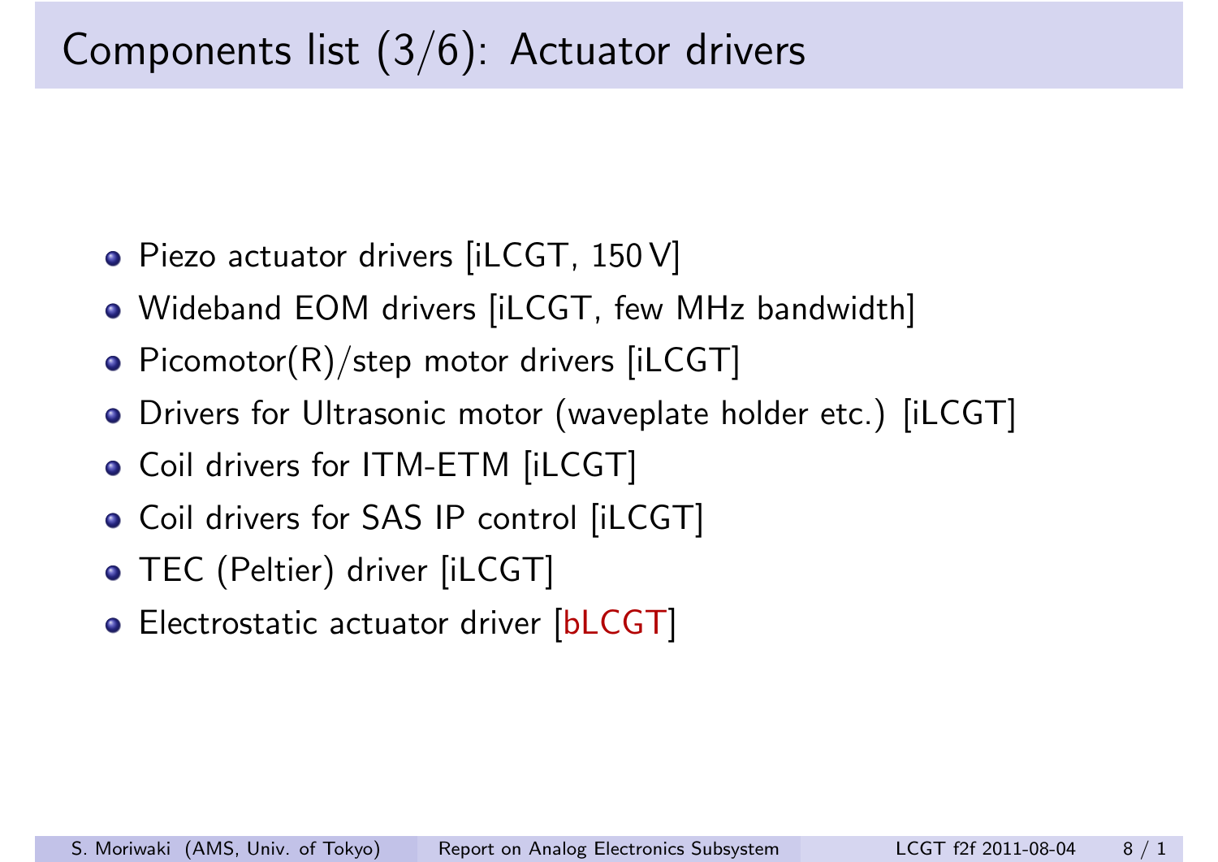# Components list (3/6): Actuator drivers

- Piezo actuator drivers [iLCGT, 150 V]
- Wideband EOM drivers [iLCGT, few MHz bandwidth]
- Picomotor(R)/step motor drivers [iLCGT]
- Drivers for Ultrasonic motor (waveplate holder etc.) [iLCGT]
- Coil drivers for ITM-ETM [iLCGT]
- Coil drivers for SAS IP control [iLCGT]
- TEC (Peltier) driver [iLCGT]
- Electrostatic actuator driver [bLCGT]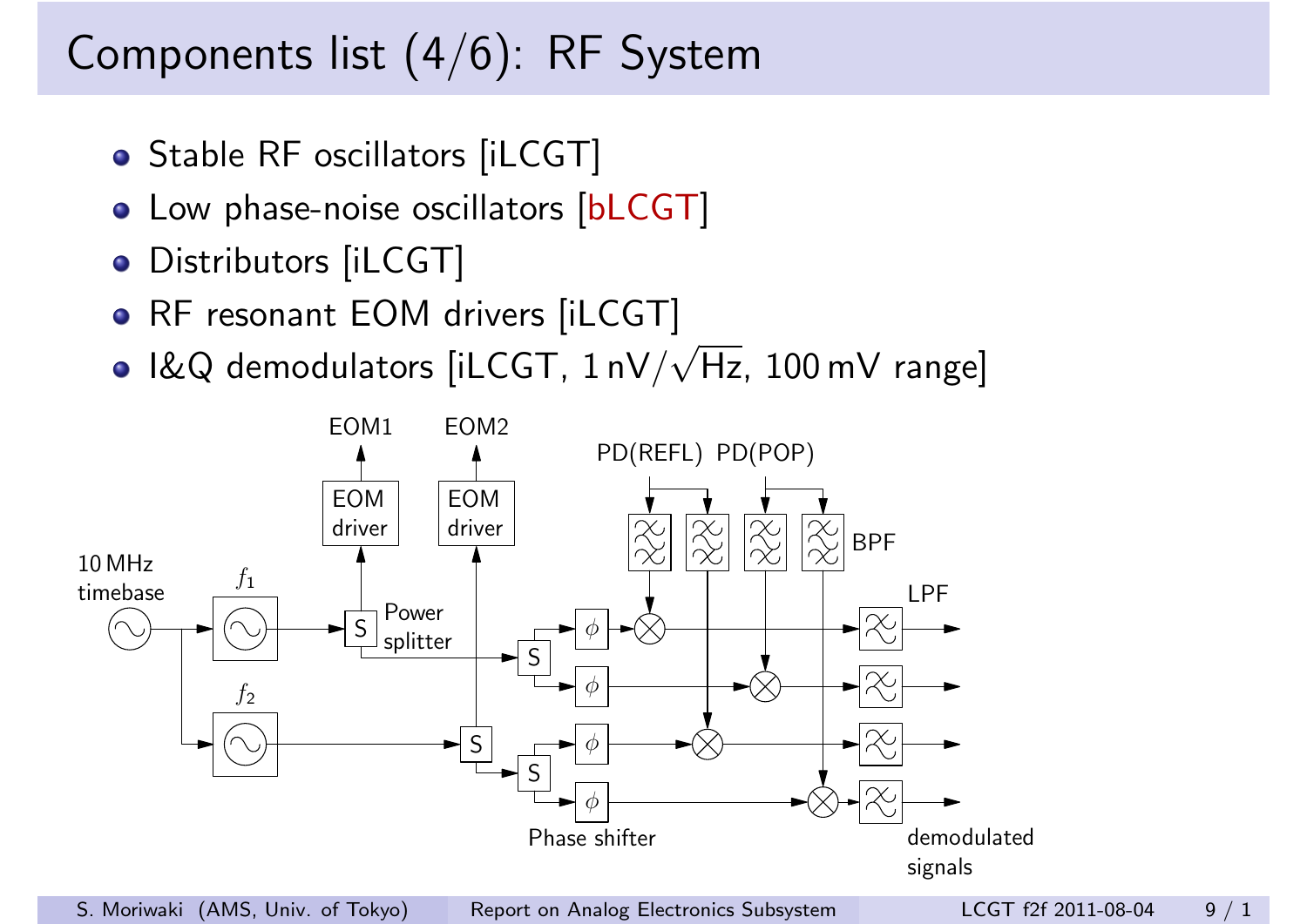# Components list (4/6): RF System

- Stable RF oscillators [iLCGT]
- Low phase-noise oscillators [bLCGT]
- Distributors [iLCGT]
- RF resonant EOM drivers [iLCGT]
- I&Q demodulators [iLCGT, $1\,\mathrm{nV}/\sqrt{\mathrm{Hz}}$, $100\,\mathrm{mV}$ range]

EOM1
EOM2
EOM driver
EOM driver
PD(REFL) PD(POP)
BPF
10 MHz timebase
$f_1$
$f_2$
S
Power splitter
S
S
S
$\phi$
$\phi$
$\phi$
$\phi$
LPF
Phase shifter
demodulated signals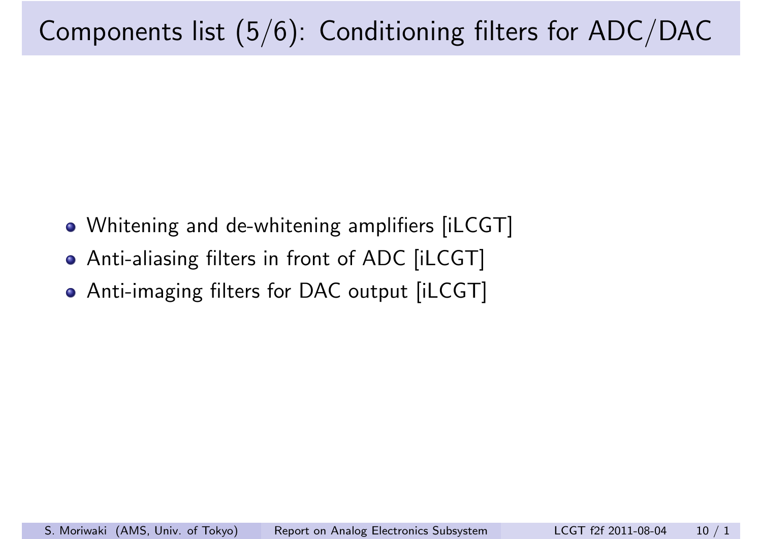# Components list (5/6): Conditioning filters for ADC/DAC

- Whitening and de-whitening amplifiers [iLCGT]
- Anti-aliasing filters in front of ADC [iLCGT]
- Anti-imaging filters for DAC output [iLCGT]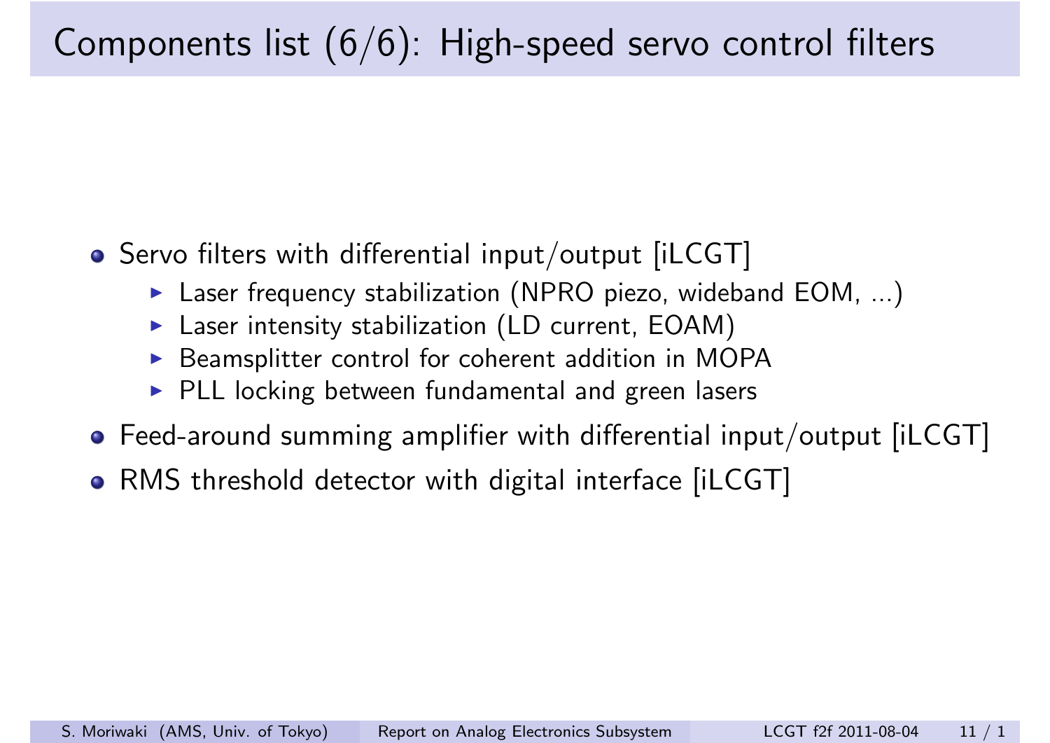# Components list (6/6): High-speed servo control filters

- Servo filters with differential input/output [iLCGT]
  - Laser frequency stabilization (NPRO piezo, wideband EOM, ...)
  - Laser intensity stabilization (LD current, EOAM)
  - Beamsplitter control for coherent addition in MOPA
  - PLL locking between fundamental and green lasers
- Feed-around summing amplifier with differential input/output [iLCGT]
- RMS threshold detector with digital interface [iLCGT]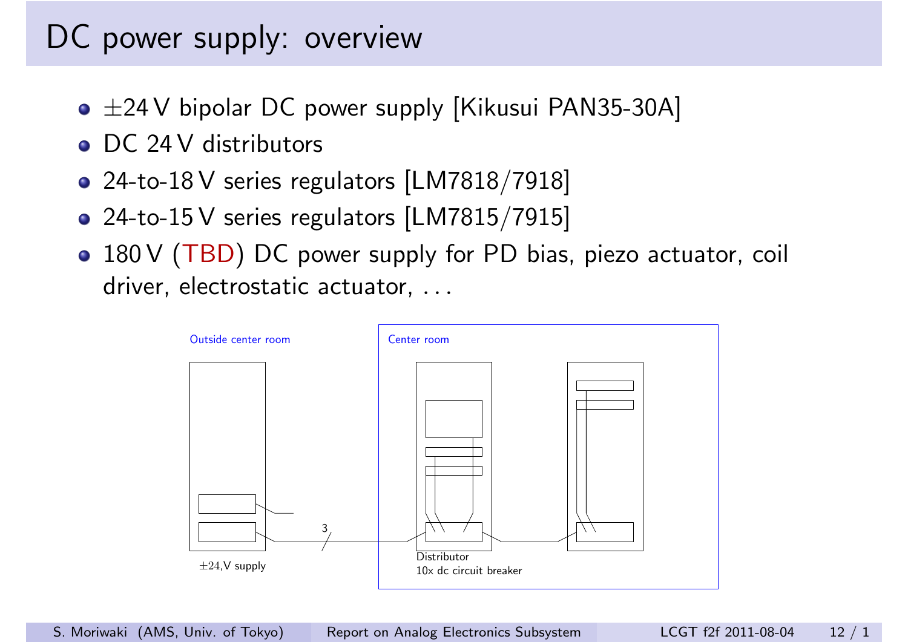# DC power supply: overview

- $\pm$24 V bipolar DC power supply [Kikusui PAN35-30A]
- DC 24 V distributors
- 24-to-18 V series regulators [LM7818/7918]
- 24-to-15 V series regulators [LM7815/7915]
- 180 V (TBD) DC power supply for PD bias, piezo actuator, coil driver, electrostatic actuator, . . .

Outside center room

Center room

3

$\pm$24,V supply

Distributor
10x dc circuit breaker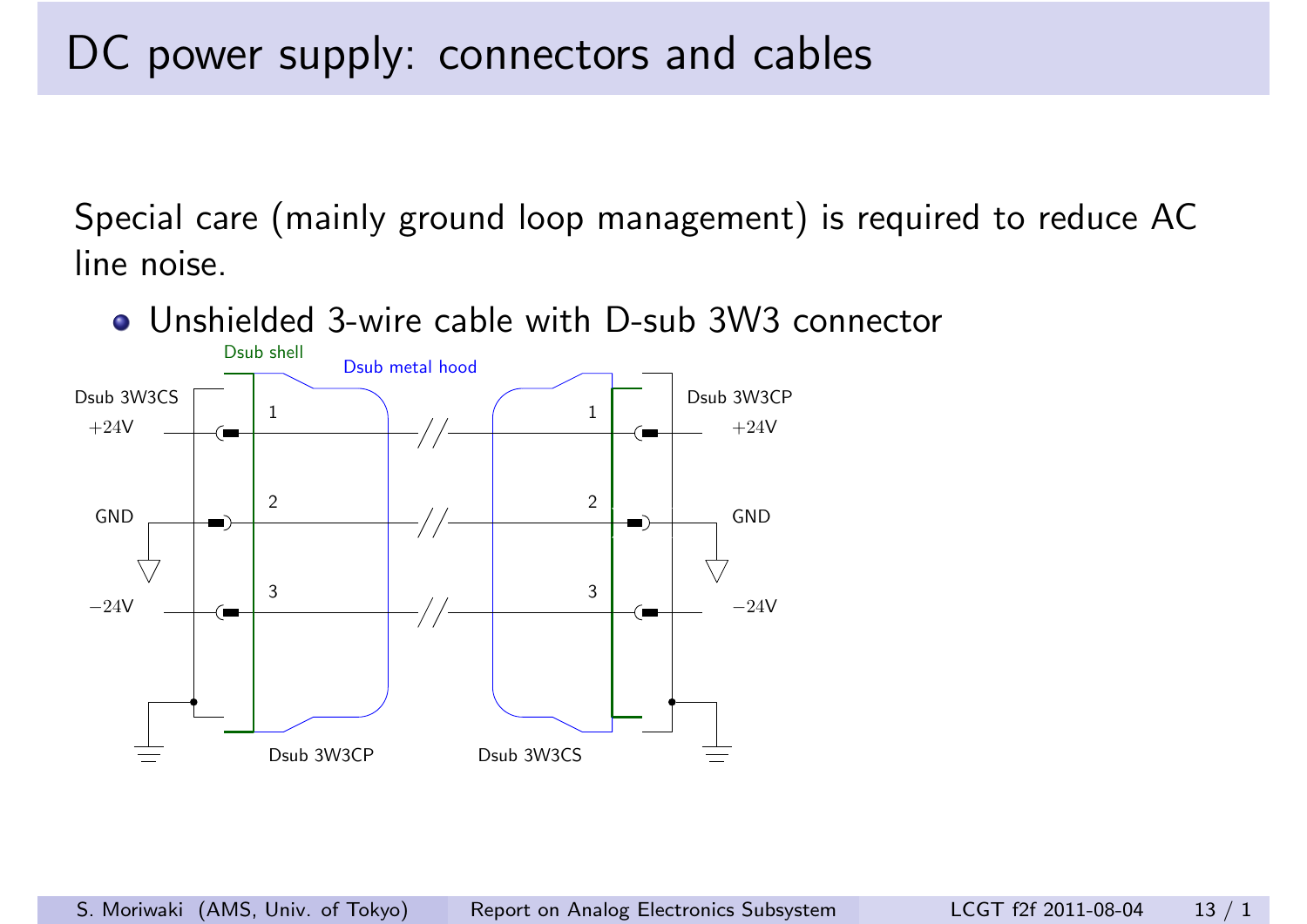# DC power supply: connectors and cables

Special care (mainly ground loop management) is required to reduce AC line noise.

- Unshielded 3-wire cable with D-sub 3W3 connector

Dsub shell

Dsub metal hood

Dsub 3W3CS

+24V

GND

−24V

1

2

3

1

2

3

Dsub 3W3CP

+24V

GND

−24V

Dsub 3W3CP

Dsub 3W3CS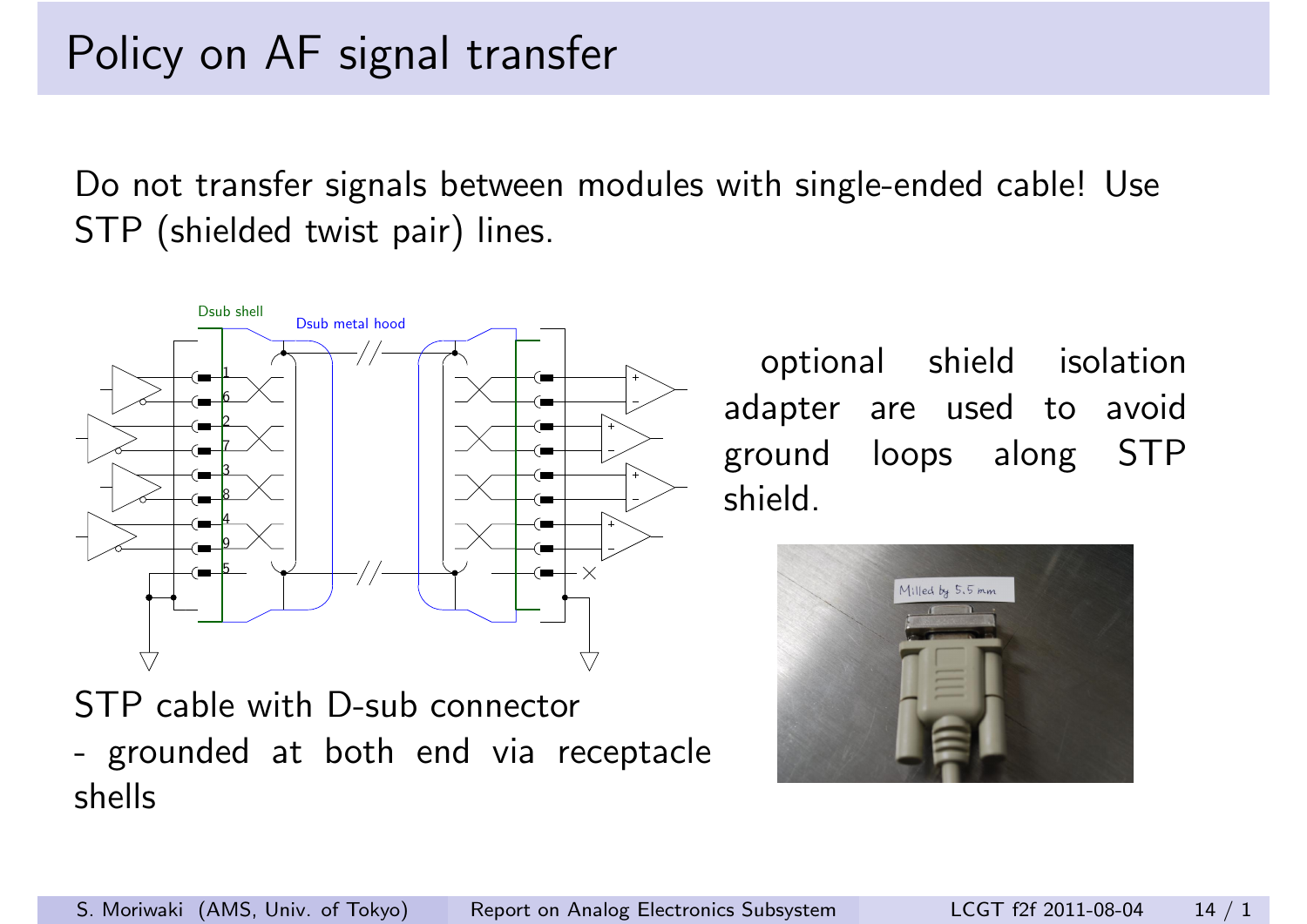# Policy on AF signal transfer

Do not transfer signals between modules with single-ended cable! Use STP (shielded twist pair) lines.

Dsub shell

Dsub metal hood

1
6
2
7
3
8
4
9
5

STP cable with D-sub connector

- grounded at both end via receptacle shells

optional shield isolation adapter are used to avoid ground loops along STP shield.

Milled by 5.5 mm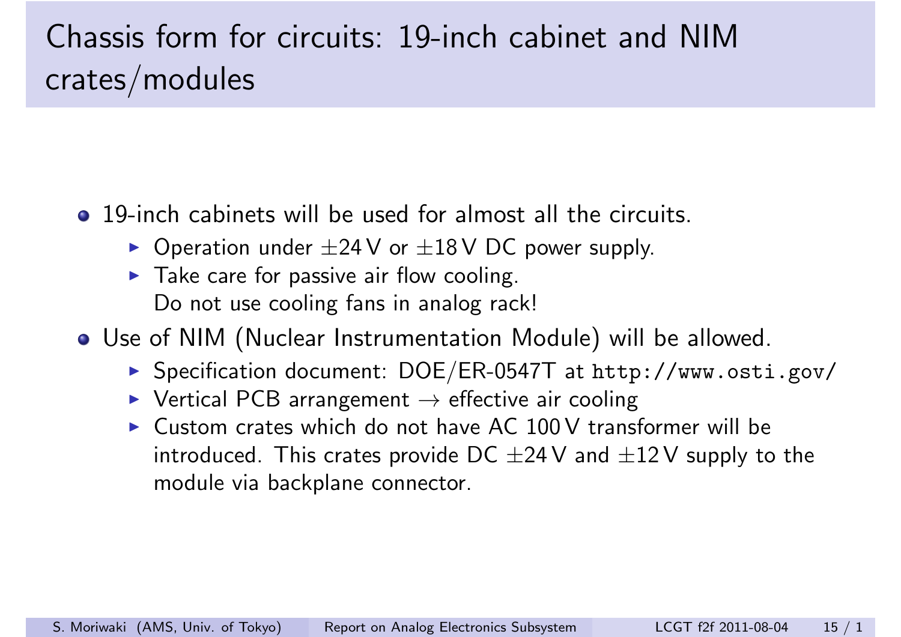# Chassis form for circuits: 19-inch cabinet and NIM crates/modules

- 19-inch cabinets will be used for almost all the circuits.
  - Operation under $\pm 24$ V or $\pm 18$ V DC power supply.
  - Take care for passive air flow cooling.
    Do not use cooling fans in analog rack!
- Use of NIM (Nuclear Instrumentation Module) will be allowed.
  - Specification document: DOE/ER-0547T at `http://www.osti.gov/`
  - Vertical PCB arrangement → effective air cooling
  - Custom crates which do not have AC 100 V transformer will be introduced. This crates provide DC $\pm 24$ V and $\pm 12$ V supply to the module via backplane connector.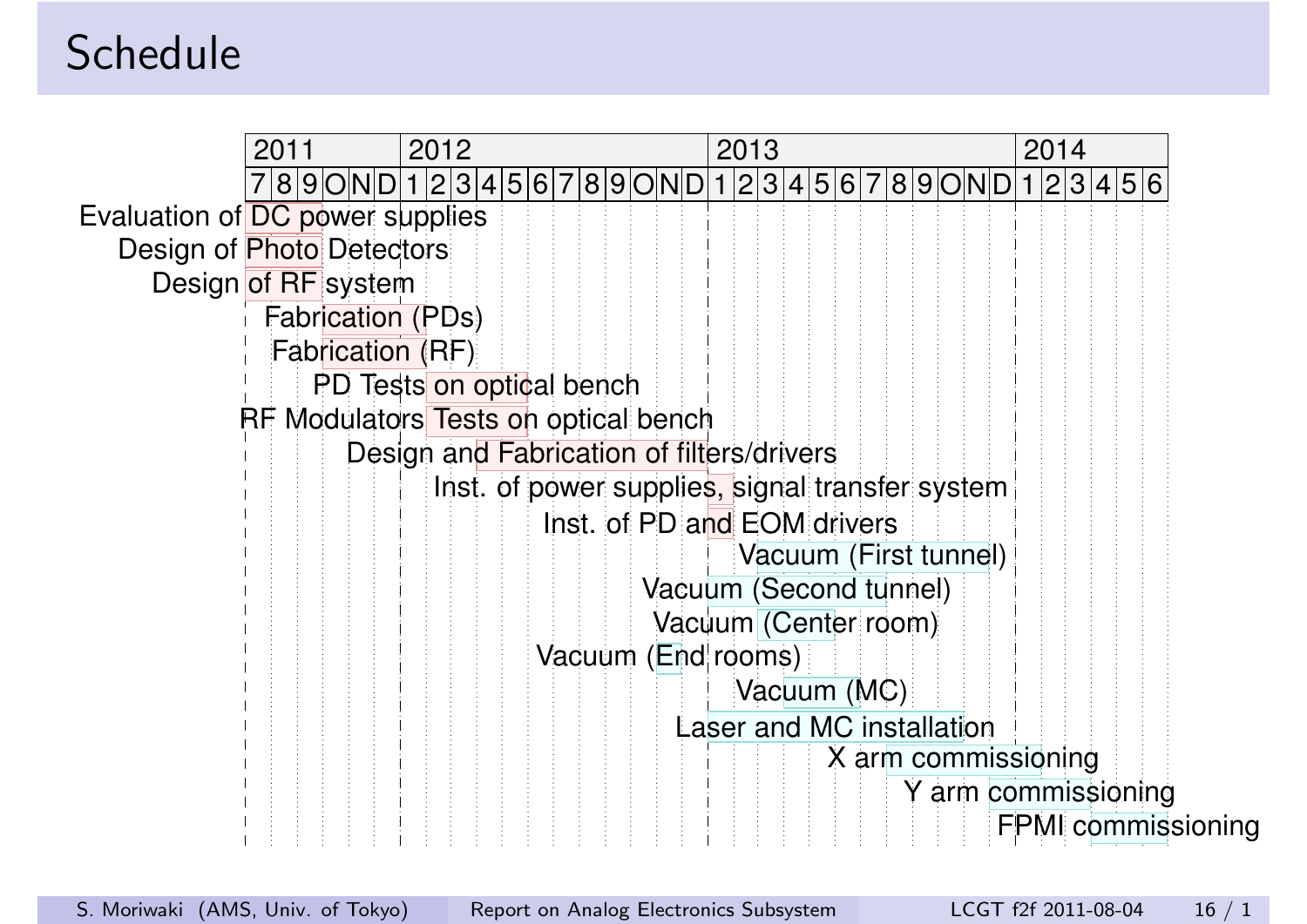# Schedule

2011 2012 2013 2014

7 8 9 O N D 1 2 3 4 5 6 7 8 9 O N D 1 2 3 4 5 6 7 8 9 O N D 1 2 3 4 5 6

Evaluation of DC power supplies

Design of Photo Detectors

Design of RF system

Fabrication (PDs)

Fabrication (RF)

PD Tests on optical bench

RF Modulators Tests on optical bench

Design and Fabrication of filters/drivers

Inst. of power supplies, signal transfer system

Inst. of PD and EOM drivers

Vacuum (First tunnel)

Vacuum (Second tunnel)

Vacuum (Center room)

Vacuum (End rooms)

Vacuum (MC)

Laser and MC installation

X arm commissioning

Y arm commissioning

FPMI commissioning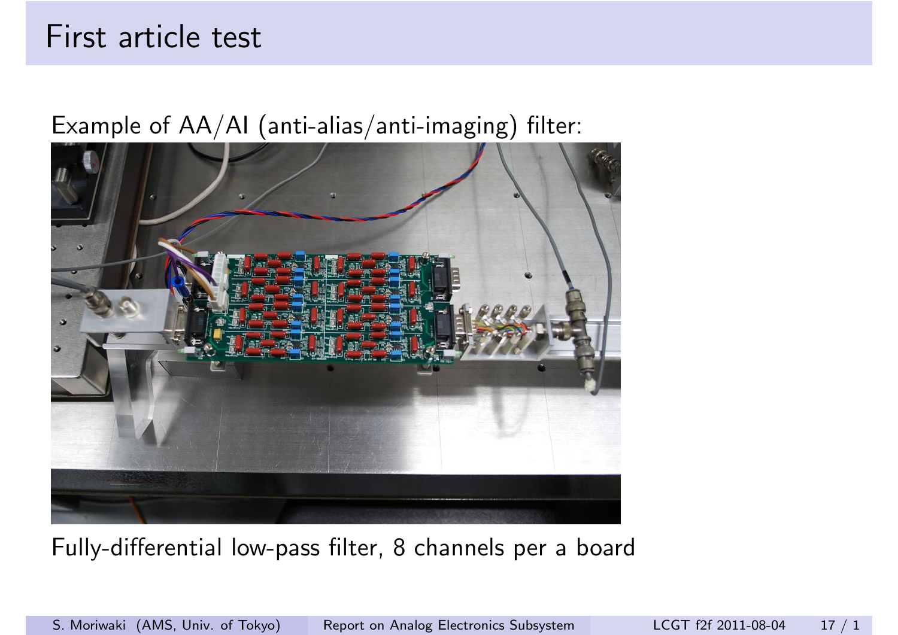# First article test

Example of AA/AI (anti-alias/anti-imaging) filter:

Fully-differential low-pass filter, 8 channels per a board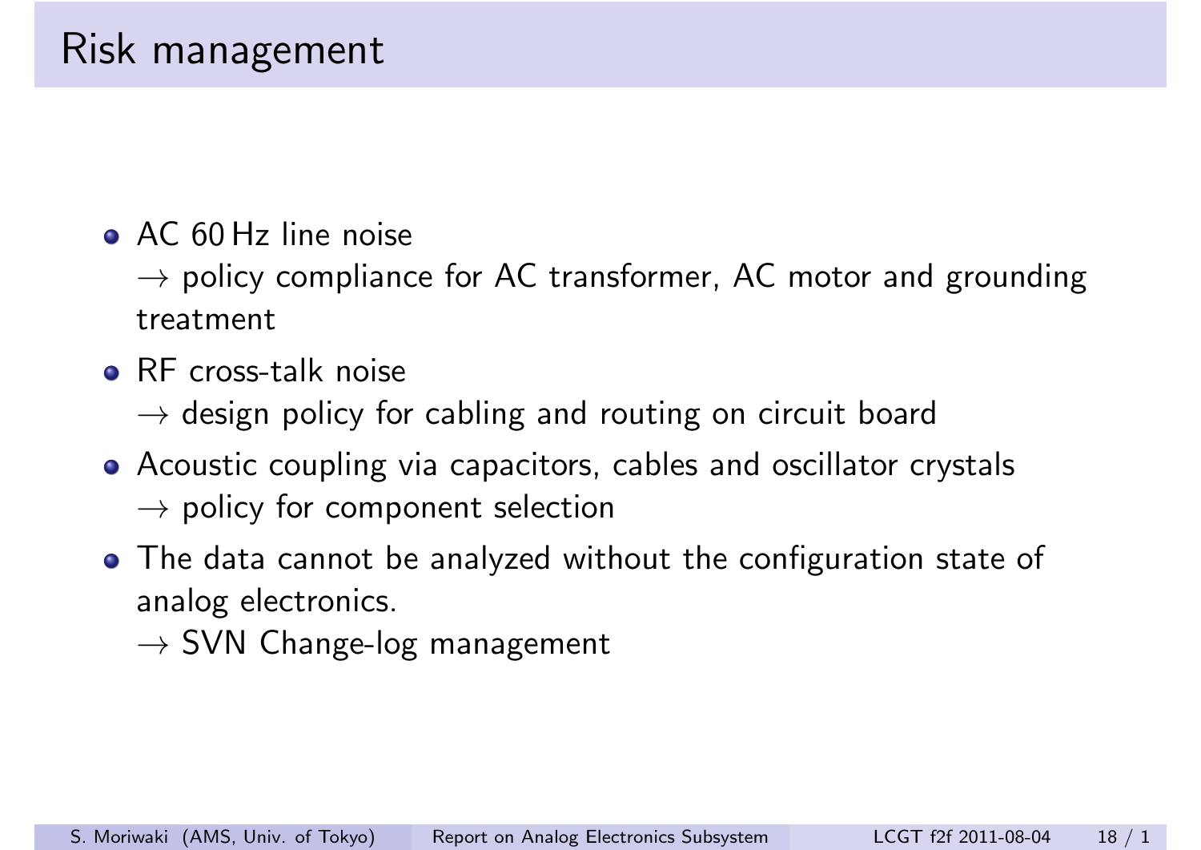# Risk management

- AC 60 Hz line noise
  → policy compliance for AC transformer, AC motor and grounding treatment
- RF cross-talk noise
  → design policy for cabling and routing on circuit board
- Acoustic coupling via capacitors, cables and oscillator crystals
  → policy for component selection
- The data cannot be analyzed without the configuration state of analog electronics.
  → SVN Change-log management